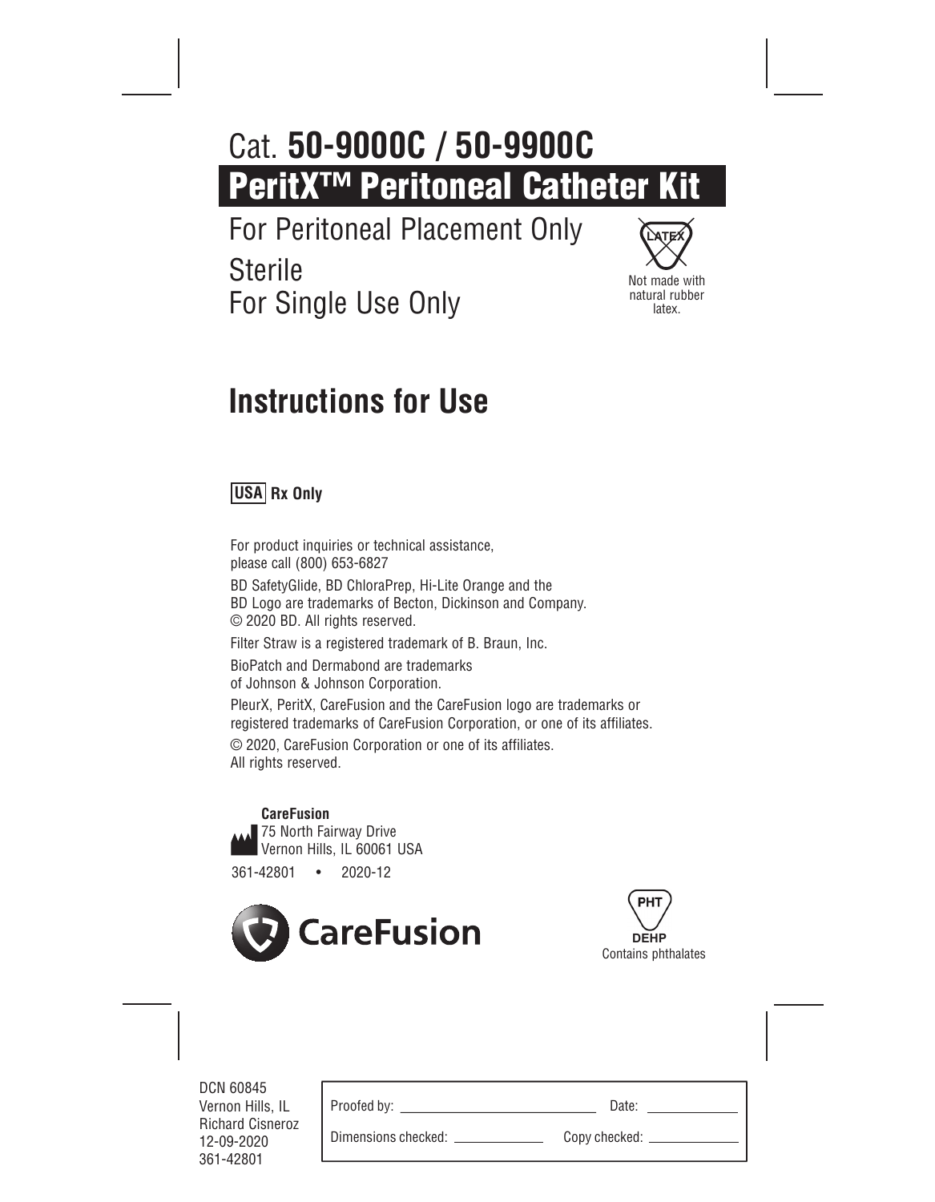# Cat. **50-9000C / 50-9900C**

# PeritX™ Peritoneal Catheter Kit

For Peritoneal Placement Only

Sterile

For Single Use Only

LATEX

Not made with natural rubber latex.

## Instructions for Use

**USA Rx Only**

For product inquiries or technical assistance, please call (800) 653-6827

BD SafetyGlide, BD ChloraPrep, Hi-Lite Orange and the BD Logo are trademarks of Becton, Dickinson and Company. © 2020 BD. All rights reserved.

Filter Straw is a registered trademark of B. Braun, Inc.

BioPatch and Dermabond are trademarks of Johnson & Johnson Corporation.

PleurX, PeritX, CareFusion and the CareFusion logo are trademarks or registered trademarks of CareFusion Corporation, or one of its affiliates.

© 2020, CareFusion Corporation or one of its affiliates. All rights reserved.

**CareFusion**
75 North Fairway Drive
Vernon Hills, IL 60061 USA

361-42801 • 2020-12

CareFusion

PHT
DEHP
Contains phthalates

DCN 60845
Vernon Hills, IL
Richard Cisneroz
12-09-2020
361-42801

| Proofed by: | Date: |
|---|---|
| Dimensions checked: | Copy checked: |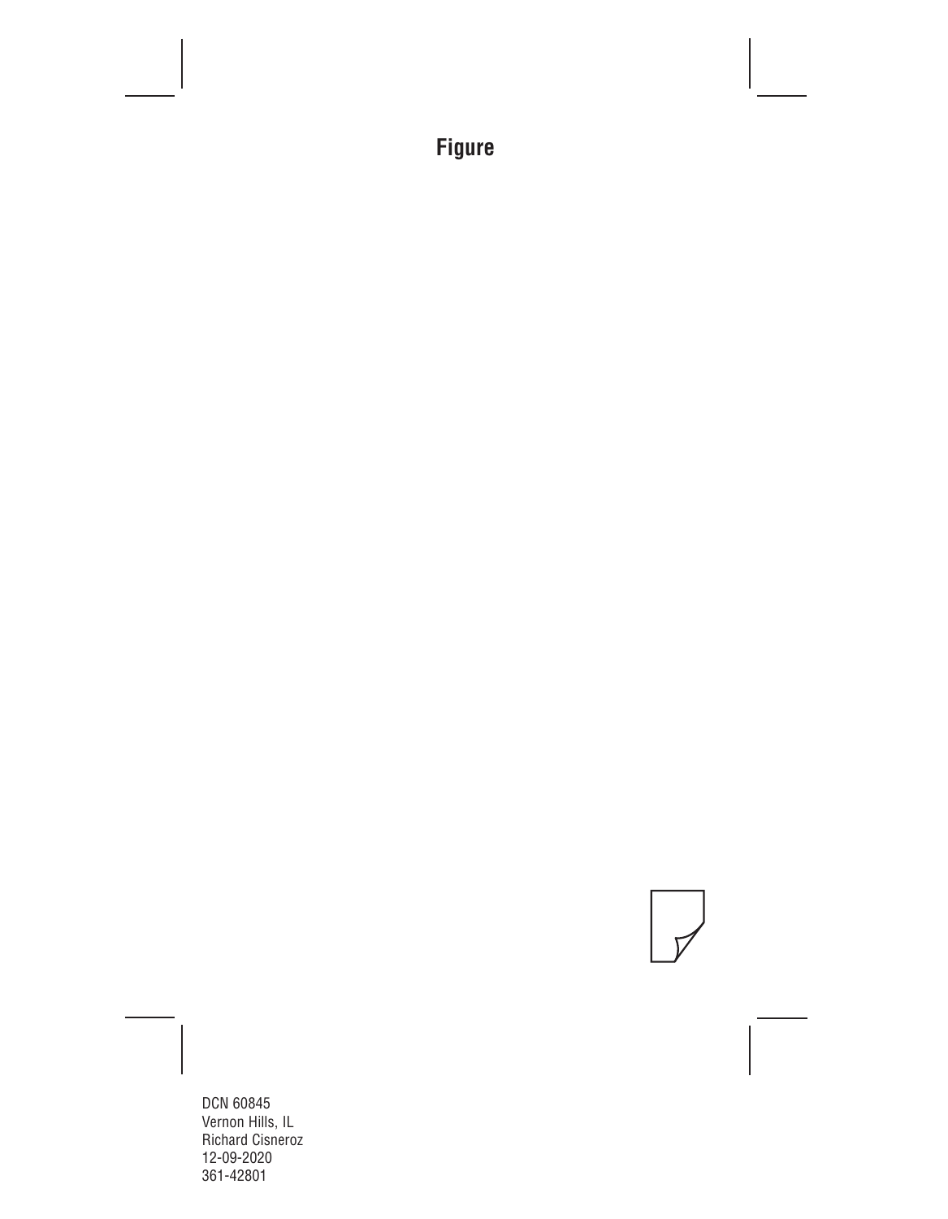**Figure**

DCN 60845
Vernon Hills, IL
Richard Cisneroz
12-09-2020
361-42801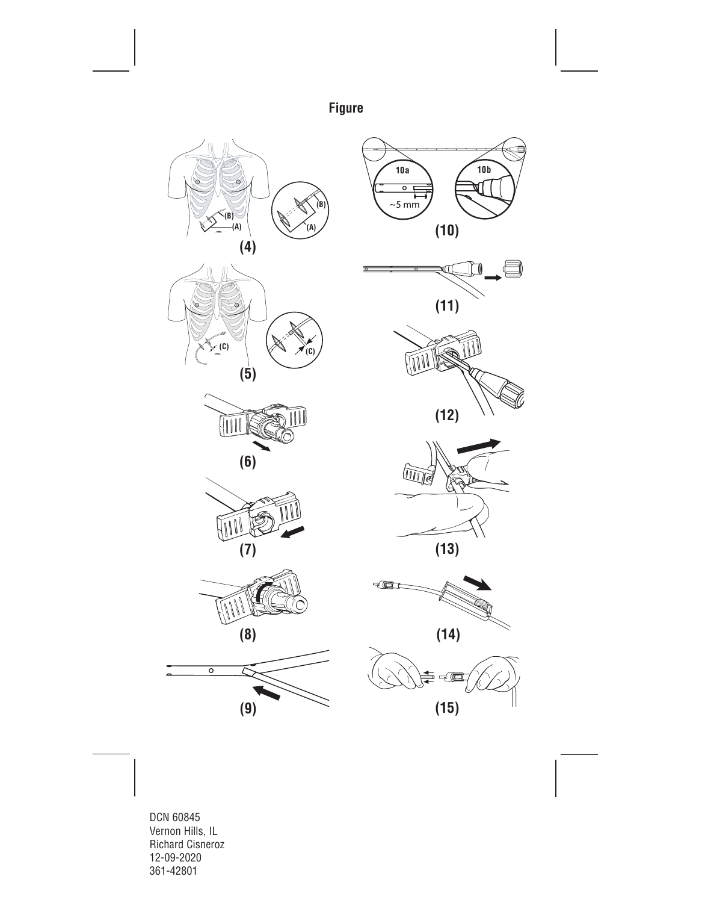**Figure**

(4)

(5)

(6)

(7)

(8)

(9)

(10)

(11)

(12)

(13)

(14)

(15)

DCN 60845
Vernon Hills, IL
Richard Cisneroz
12-09-2020
361-42801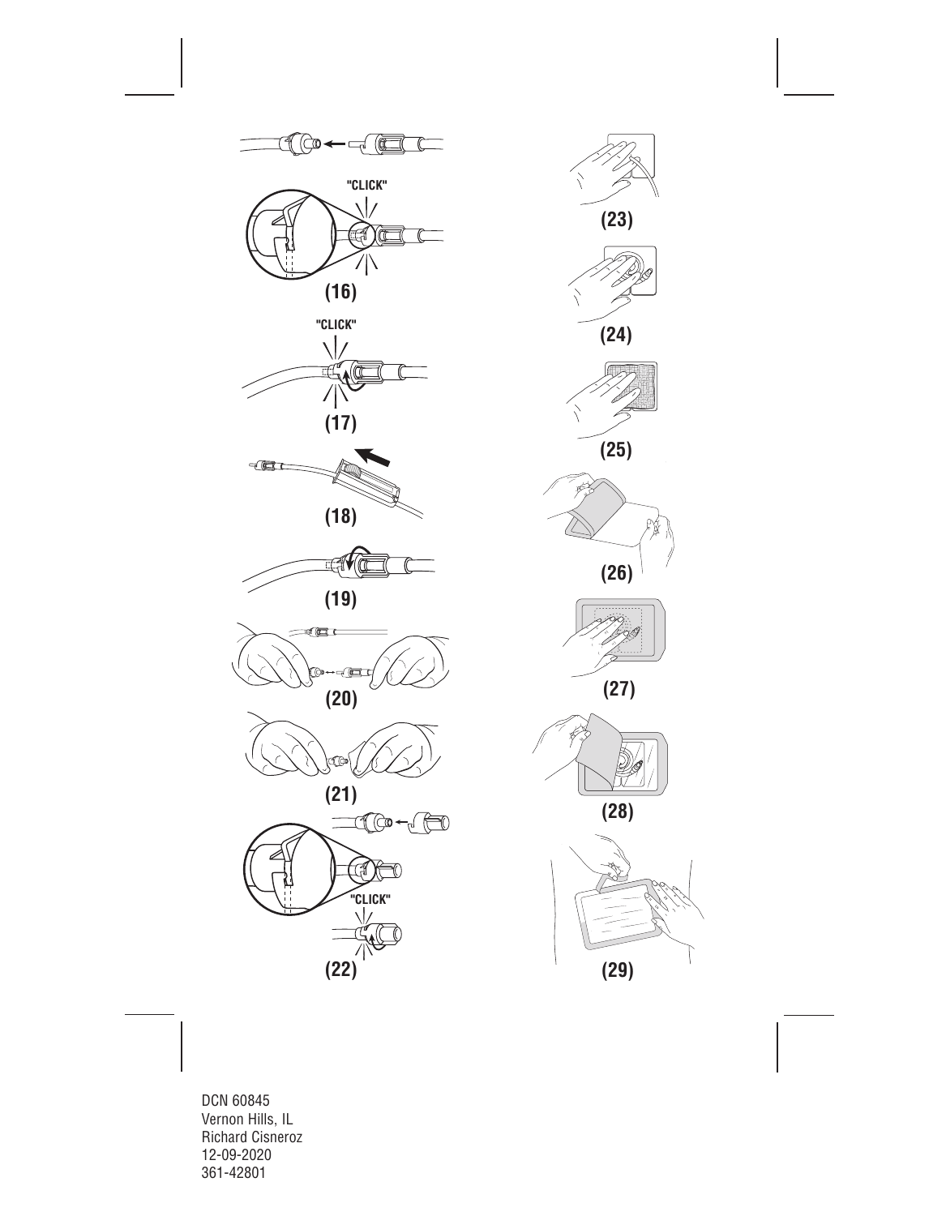"CLICK"

(16)

"CLICK"

(17)

(18)

(19)

(20)

(21)

"CLICK"

(22)

(23)

(24)

(25)

(26)

(27)

(28)

(29)

DCN 60845
Vernon Hills, IL
Richard Cisneroz
12-09-2020
361-42801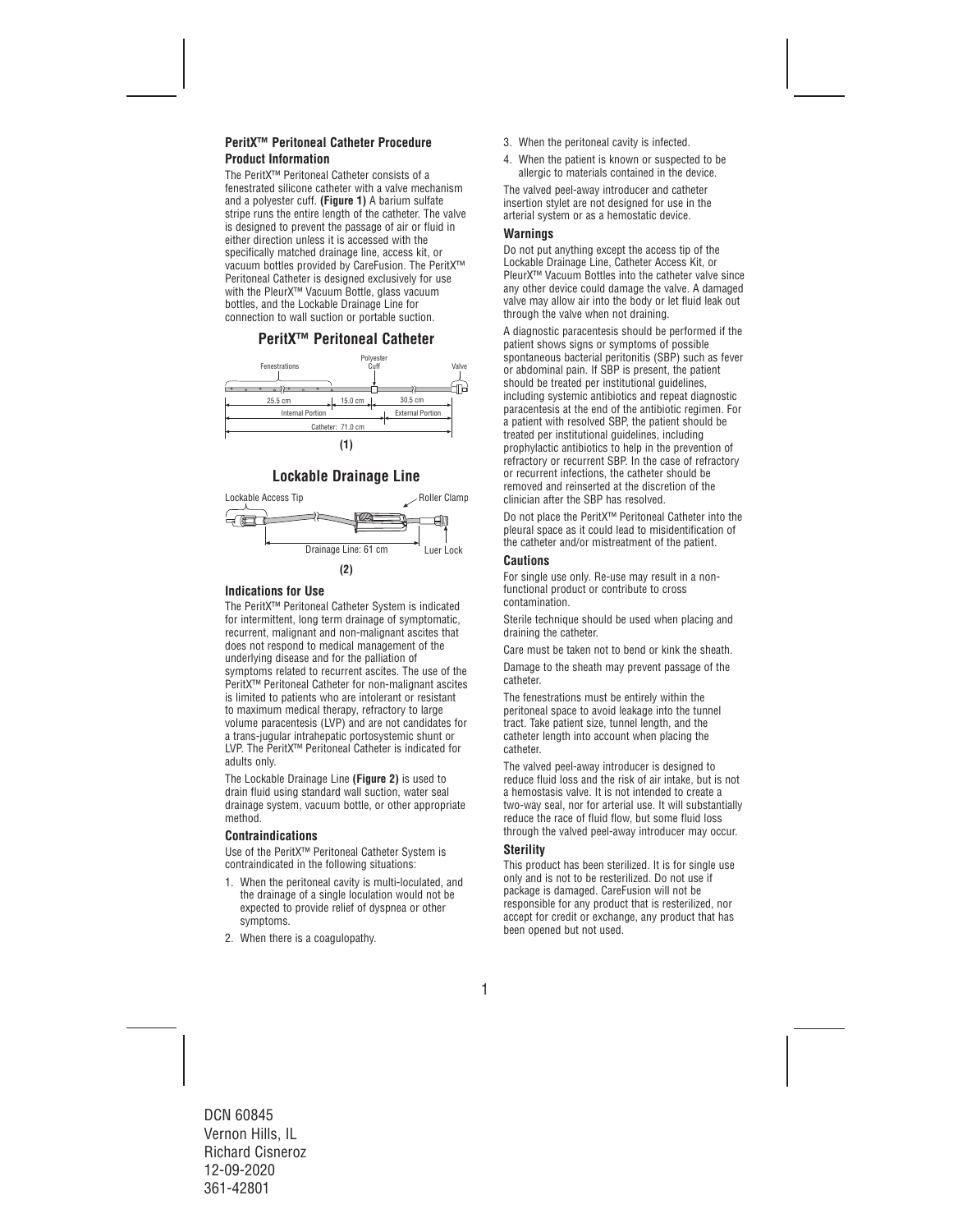### PeritX™ Peritoneal Catheter Procedure

### Product Information

The PeritX™ Peritoneal Catheter consists of a fenestrated silicone catheter with a valve mechanism and a polyester cuff. **(Figure 1)** A barium sulfate stripe runs the entire length of the catheter. The valve is designed to prevent the passage of air or fluid in either direction unless it is accessed with the specifically matched drainage line, access kit, or vacuum bottles provided by CareFusion. The PeritX™ Peritoneal Catheter is designed exclusively for use with the PleurX™ Vacuum Bottle, glass vacuum bottles, and the Lockable Drainage Line for connection to wall suction or portable suction.

## PeritX™ Peritoneal Catheter

Fenestrations — Polyester Cuff — Valve

25.5 cm | 15.0 cm | 30.5 cm

Internal Portion | External Portion

Catheter: 71.0 cm

**(1)**

## Lockable Drainage Line

Lockable Access Tip — Roller Clamp

Drainage Line: 61 cm — Luer Lock

**(2)**

### Indications for Use

The PeritX™ Peritoneal Catheter System is indicated for intermittent, long term drainage of symptomatic, recurrent, malignant and non-malignant ascites that does not respond to medical management of the underlying disease and for the palliation of symptoms related to recurrent ascites. The use of the PeritX™ Peritoneal Catheter for non-malignant ascites is limited to patients who are intolerant or resistant to maximum medical therapy, refractory to large volume paracentesis (LVP) and are not candidates for a trans-jugular intrahepatic portosystemic shunt or LVP. The PeritX™ Peritoneal Catheter is indicated for adults only.

The Lockable Drainage Line **(Figure 2)** is used to drain fluid using standard wall suction, water seal drainage system, vacuum bottle, or other appropriate method.

### Contraindications

Use of the PeritX™ Peritoneal Catheter System is contraindicated in the following situations:

1. When the peritoneal cavity is multi-loculated, and the drainage of a single loculation would not be expected to provide relief of dyspnea or other symptoms.
2. When there is a coagulopathy.
3. When the peritoneal cavity is infected.
4. When the patient is known or suspected to be allergic to materials contained in the device.

The valved peel-away introducer and catheter insertion stylet are not designed for use in the arterial system or as a hemostatic device.

### Warnings

Do not put anything except the access tip of the Lockable Drainage Line, Catheter Access Kit, or PleurX™ Vacuum Bottles into the catheter valve since any other device could damage the valve. A damaged valve may allow air into the body or let fluid leak out through the valve when not draining.

A diagnostic paracentesis should be performed if the patient shows signs or symptoms of possible spontaneous bacterial peritonitis (SBP) such as fever or abdominal pain. If SBP is present, the patient should be treated per institutional guidelines, including systemic antibiotics and repeat diagnostic paracentesis at the end of the antibiotic regimen. For a patient with resolved SBP, the patient should be treated per institutional guidelines, including prophylactic antibiotics to help in the prevention of refractory or recurrent SBP. In the case of refractory or recurrent infections, the catheter should be removed and reinserted at the discretion of the clinician after the SBP has resolved.

Do not place the PeritX™ Peritoneal Catheter into the pleural space as it could lead to misidentification of the catheter and/or mistreatment of the patient.

### Cautions

For single use only. Re-use may result in a non-functional product or contribute to cross contamination.

Sterile technique should be used when placing and draining the catheter.

Care must be taken not to bend or kink the sheath.

Damage to the sheath may prevent passage of the catheter.

The fenestrations must be entirely within the peritoneal space to avoid leakage into the tunnel tract. Take patient size, tunnel length, and the catheter length into account when placing the catheter.

The valved peel-away introducer is designed to reduce fluid loss and the risk of air intake, but is not a hemostasis valve. It is not intended to create a two-way seal, nor for arterial use. It will substantially reduce the race of fluid flow, but some fluid loss through the valved peel-away introducer may occur.

### Sterility

This product has been sterilized. It is for single use only and is not to be resterilized. Do not use if package is damaged. CareFusion will not be responsible for any product that is resterilized, nor accept for credit or exchange, any product that has been opened but not used.

DCN 60845
Vernon Hills, IL
Richard Cisneroz
12-09-2020
361-42801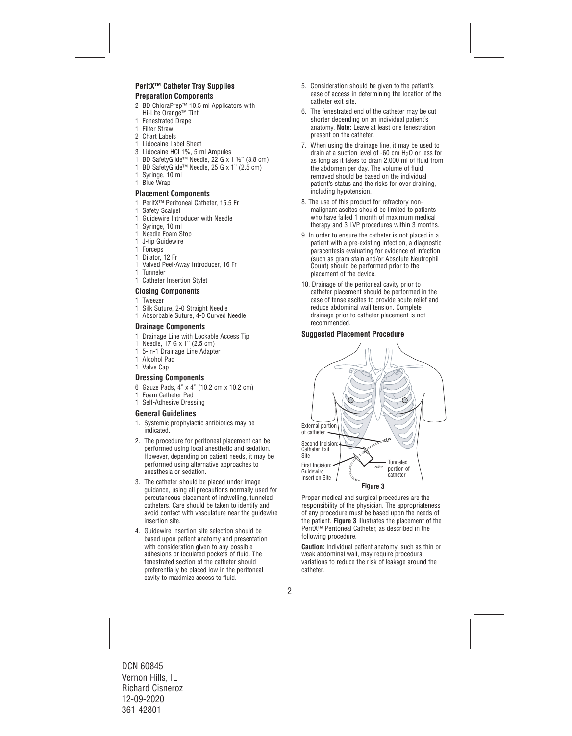### PeritX™ Catheter Tray Supplies

#### Preparation Components

- 2 BD ChloraPrep™ 10.5 ml Applicators with Hi-Lite Orange™ Tint
- 1 Fenestrated Drape
- 1 Filter Straw
- 2 Chart Labels
- 1 Lidocaine Label Sheet
- 3 Lidocaine HCl 1%, 5 ml Ampules
- 1 BD SafetyGlide™ Needle, 22 G x 1 ½" (3.8 cm)
- 1 BD SafetyGlide™ Needle, 25 G x 1" (2.5 cm)
- 1 Syringe, 10 ml
- 1 Blue Wrap

#### Placement Components

- 1 PeritX™ Peritoneal Catheter, 15.5 Fr
- 1 Safety Scalpel
- 1 Guidewire Introducer with Needle
- 1 Syringe, 10 ml
- 1 Needle Foam Stop
- 1 J-tip Guidewire
- 1 Forceps
- 1 Dilator, 12 Fr
- 1 Valved Peel-Away Introducer, 16 Fr
- 1 Tunneler
- 1 Catheter Insertion Stylet

#### Closing Components

- 1 Tweezer
- 1 Silk Suture, 2-0 Straight Needle
- 1 Absorbable Suture, 4-0 Curved Needle

#### Drainage Components

- 1 Drainage Line with Lockable Access Tip
- 1 Needle, 17 G x 1" (2.5 cm)
- 1 5-in-1 Drainage Line Adapter
- 1 Alcohol Pad
- 1 Valve Cap

#### Dressing Components

- 6 Gauze Pads, 4" x 4" (10.2 cm x 10.2 cm)
- 1 Foam Catheter Pad
- 1 Self-Adhesive Dressing

#### General Guidelines

1. Systemic prophylactic antibiotics may be indicated.
2. The procedure for peritoneal placement can be performed using local anesthetic and sedation. However, depending on patient needs, it may be performed using alternative approaches to anesthesia or sedation.
3. The catheter should be placed under image guidance, using all precautions normally used for percutaneous placement of indwelling, tunneled catheters. Care should be taken to identify and avoid contact with vasculature near the guidewire insertion site.
4. Guidewire insertion site selection should be based upon patient anatomy and presentation with consideration given to any possible adhesions or loculated pockets of fluid. The fenestrated section of the catheter should preferentially be placed low in the peritoneal cavity to maximize access to fluid.
5. Consideration should be given to the patient's ease of access in determining the location of the catheter exit site.
6. The fenestrated end of the catheter may be cut shorter depending on an individual patient's anatomy. **Note:** Leave at least one fenestration present on the catheter.
7. When using the drainage line, it may be used to drain at a suction level of -60 cm $H_2O$ or less for as long as it takes to drain 2,000 ml of fluid from the abdomen per day. The volume of fluid removed should be based on the individual patient's status and the risks for over draining, including hypotension.
8. The use of this product for refractory non-malignant ascites should be limited to patients who have failed 1 month of maximum medical therapy and 3 LVP procedures within 3 months.
9. In order to ensure the catheter is not placed in a patient with a pre-existing infection, a diagnostic paracentesis evaluating for evidence of infection (such as gram stain and/or Absolute Neutrophil Count) should be performed prior to the placement of the device.
10. Drainage of the peritoneal cavity prior to catheter placement should be performed in the case of tense ascites to provide acute relief and reduce abdominal wall tension. Complete drainage prior to catheter placement is not recommended.

#### Suggested Placement Procedure

External portion of catheter

Second Incision: Catheter Exit Site

First Incision: Guidewire Insertion Site

Tunneled portion of catheter

**Figure 3**

Proper medical and surgical procedures are the responsibility of the physician. The appropriateness of any procedure must be based upon the needs of the patient. **Figure 3** illustrates the placement of the PeritX™ Peritoneal Catheter, as described in the following procedure.

**Caution:** Individual patient anatomy, such as thin or weak abdominal wall, may require procedural variations to reduce the risk of leakage around the catheter.

DCN 60845
Vernon Hills, IL
Richard Cisneroz
12-09-2020
361-42801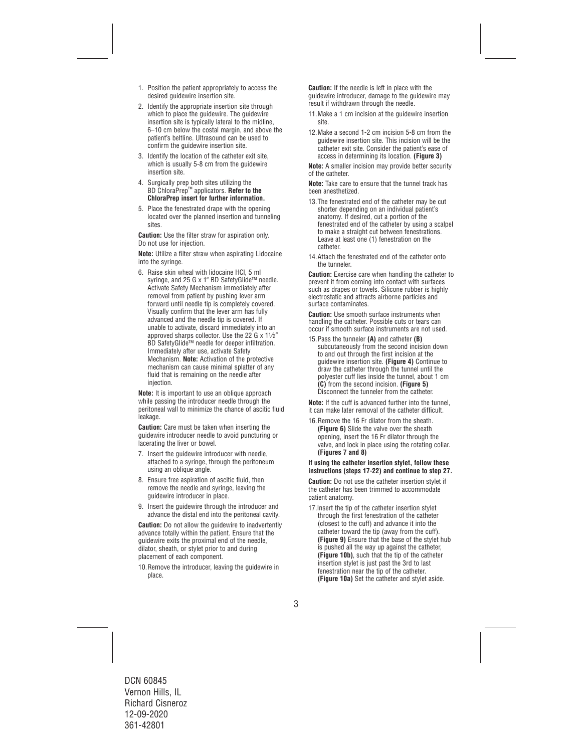1. Position the patient appropriately to access the desired guidewire insertion site.
2. Identify the appropriate insertion site through which to place the guidewire. The guidewire insertion site is typically lateral to the midline, 6–10 cm below the costal margin, and above the patient's beltline. Ultrasound can be used to confirm the guidewire insertion site.
3. Identify the location of the catheter exit site, which is usually 5-8 cm from the guidewire insertion site.
4. Surgically prep both sites utilizing the BD ChloraPrep™ applicators. **Refer to the ChloraPrep insert for further information.**
5. Place the fenestrated drape with the opening located over the planned insertion and tunneling sites.

**Caution:** Use the filter straw for aspiration only. Do not use for injection.

**Note:** Utilize a filter straw when aspirating Lidocaine into the syringe.

6. Raise skin wheal with lidocaine HCl, 5 ml syringe, and 25 G x 1″ BD SafetyGlide™ needle. Activate Safety Mechanism immediately after removal from patient by pushing lever arm forward until needle tip is completely covered. Visually confirm that the lever arm has fully advanced and the needle tip is covered. If unable to activate, discard immediately into an approved sharps collector. Use the 22 G x 1½″ BD SafetyGlide™ needle for deeper infiltration. Immediately after use, activate Safety Mechanism. **Note:** Activation of the protective mechanism can cause minimal splatter of any fluid that is remaining on the needle after injection.

**Note:** It is important to use an oblique approach while passing the introducer needle through the peritoneal wall to minimize the chance of ascitic fluid leakage.

**Caution:** Care must be taken when inserting the guidewire introducer needle to avoid puncturing or lacerating the liver or bowel.

7. Insert the guidewire introducer with needle, attached to a syringe, through the peritoneum using an oblique angle.
8. Ensure free aspiration of ascitic fluid, then remove the needle and syringe, leaving the guidewire introducer in place.
9. Insert the guidewire through the introducer and advance the distal end into the peritoneal cavity.

**Caution:** Do not allow the guidewire to inadvertently advance totally within the patient. Ensure that the guidewire exits the proximal end of the needle, dilator, sheath, or stylet prior to and during placement of each component.

10. Remove the introducer, leaving the guidewire in place.

**Caution:** If the needle is left in place with the guidewire introducer, damage to the guidewire may result if withdrawn through the needle.

11. Make a 1 cm incision at the guidewire insertion site.
12. Make a second 1-2 cm incision 5-8 cm from the guidewire insertion site. This incision will be the catheter exit site. Consider the patient's ease of access in determining its location. **(Figure 3)**

**Note:** A smaller incision may provide better security of the catheter.

**Note:** Take care to ensure that the tunnel track has been anesthetized.

13. The fenestrated end of the catheter may be cut shorter depending on an individual patient's anatomy. If desired, cut a portion of the fenestrated end of the catheter by using a scalpel to make a straight cut between fenestrations. Leave at least one (1) fenestration on the catheter.
14. Attach the fenestrated end of the catheter onto the tunneler.

**Caution:** Exercise care when handling the catheter to prevent it from coming into contact with surfaces such as drapes or towels. Silicone rubber is highly electrostatic and attracts airborne particles and surface contaminates.

**Caution:** Use smooth surface instruments when handling the catheter. Possible cuts or tears can occur if smooth surface instruments are not used.

15. Pass the tunneler **(A)** and catheter **(B)** subcutaneously from the second incision down to and out through the first incision at the guidewire insertion site. **(Figure 4)** Continue to draw the catheter through the tunnel until the polyester cuff lies inside the tunnel, about 1 cm **(C)** from the second incision. **(Figure 5)** Disconnect the tunneler from the catheter.

**Note:** If the cuff is advanced further into the tunnel, it can make later removal of the catheter difficult.

16. Remove the 16 Fr dilator from the sheath. **(Figure 6)** Slide the valve over the sheath opening, insert the 16 Fr dilator through the valve, and lock in place using the rotating collar. **(Figures 7 and 8)**

**If using the catheter insertion stylet, follow these instructions (steps 17-22) and continue to step 27.**

**Caution:** Do not use the catheter insertion stylet if the catheter has been trimmed to accommodate patient anatomy.

17. Insert the tip of the catheter insertion stylet through the first fenestration of the catheter (closest to the cuff) and advance it into the catheter toward the tip (away from the cuff). **(Figure 9)** Ensure that the base of the stylet hub is pushed all the way up against the catheter, **(Figure 10b)**, such that the tip of the catheter insertion stylet is just past the 3rd to last fenestration near the tip of the catheter. **(Figure 10a)** Set the catheter and stylet aside.

DCN 60845
Vernon Hills, IL
Richard Cisneroz
12-09-2020
361-42801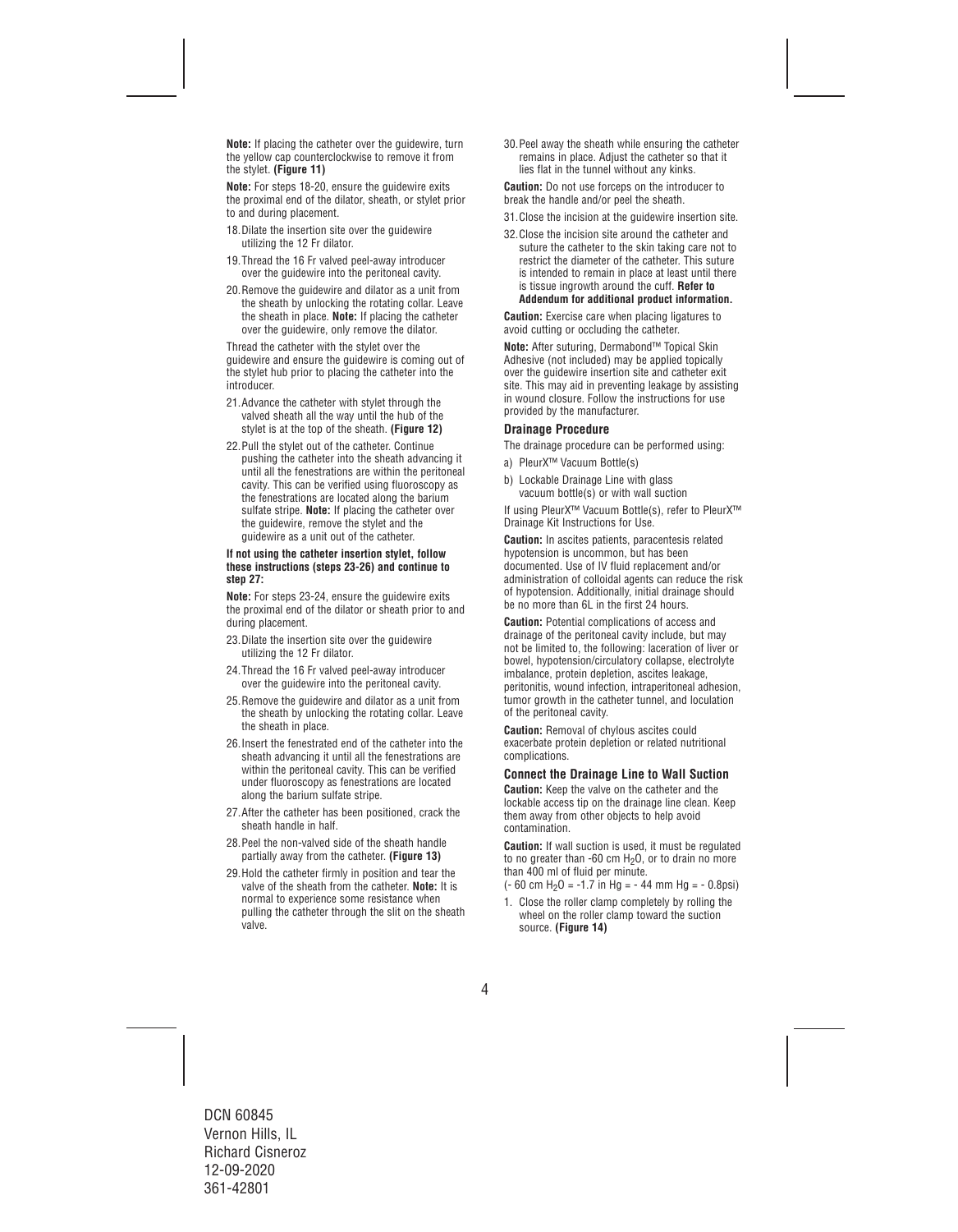**Note:** If placing the catheter over the guidewire, turn the yellow cap counterclockwise to remove it from the stylet. **(Figure 11)**

**Note:** For steps 18-20, ensure the guidewire exits the proximal end of the dilator, sheath, or stylet prior to and during placement.

18. Dilate the insertion site over the guidewire utilizing the 12 Fr dilator.
19. Thread the 16 Fr valved peel-away introducer over the guidewire into the peritoneal cavity.
20. Remove the guidewire and dilator as a unit from the sheath by unlocking the rotating collar. Leave the sheath in place. **Note:** If placing the catheter over the guidewire, only remove the dilator.

Thread the catheter with the stylet over the guidewire and ensure the guidewire is coming out of the stylet hub prior to placing the catheter into the introducer.

21. Advance the catheter with stylet through the valved sheath all the way until the hub of the stylet is at the top of the sheath. **(Figure 12)**
22. Pull the stylet out of the catheter. Continue pushing the catheter into the sheath advancing it until all the fenestrations are within the peritoneal cavity. This can be verified using fluoroscopy as the fenestrations are located along the barium sulfate stripe. **Note:** If placing the catheter over the guidewire, remove the stylet and the guidewire as a unit out of the catheter.

**If not using the catheter insertion stylet, follow these instructions (steps 23-26) and continue to step 27:**

**Note:** For steps 23-24, ensure the guidewire exits the proximal end of the dilator or sheath prior to and during placement.

23. Dilate the insertion site over the guidewire utilizing the 12 Fr dilator.
24. Thread the 16 Fr valved peel-away introducer over the guidewire into the peritoneal cavity.
25. Remove the guidewire and dilator as a unit from the sheath by unlocking the rotating collar. Leave the sheath in place.
26. Insert the fenestrated end of the catheter into the sheath advancing it until all the fenestrations are within the peritoneal cavity. This can be verified under fluoroscopy as fenestrations are located along the barium sulfate stripe.
27. After the catheter has been positioned, crack the sheath handle in half.
28. Peel the non-valved side of the sheath handle partially away from the catheter. **(Figure 13)**
29. Hold the catheter firmly in position and tear the valve of the sheath from the catheter. **Note:** It is normal to experience some resistance when pulling the catheter through the slit on the sheath valve.
30. Peel away the sheath while ensuring the catheter remains in place. Adjust the catheter so that it lies flat in the tunnel without any kinks.

**Caution:** Do not use forceps on the introducer to break the handle and/or peel the sheath.

31. Close the incision at the guidewire insertion site.
32. Close the incision site around the catheter and suture the catheter to the skin taking care not to restrict the diameter of the catheter. This suture is intended to remain in place at least until there is tissue ingrowth around the cuff. **Refer to Addendum for additional product information.**

**Caution:** Exercise care when placing ligatures to avoid cutting or occluding the catheter.

**Note:** After suturing, Dermabond™ Topical Skin Adhesive (not included) may be applied topically over the guidewire insertion site and catheter exit site. This may aid in preventing leakage by assisting in wound closure. Follow the instructions for use provided by the manufacturer.

### Drainage Procedure

The drainage procedure can be performed using:

a) PleurX™ Vacuum Bottle(s)

b) Lockable Drainage Line with glass vacuum bottle(s) or with wall suction

If using PleurX™ Vacuum Bottle(s), refer to PleurX™ Drainage Kit Instructions for Use.

**Caution:** In ascites patients, paracentesis related hypotension is uncommon, but has been documented. Use of IV fluid replacement and/or administration of colloidal agents can reduce the risk of hypotension. Additionally, initial drainage should be no more than 6L in the first 24 hours.

**Caution:** Potential complications of access and drainage of the peritoneal cavity include, but may not be limited to, the following: laceration of liver or bowel, hypotension/circulatory collapse, electrolyte imbalance, protein depletion, ascites leakage, peritonitis, wound infection, intraperitoneal adhesion, tumor growth in the catheter tunnel, and loculation of the peritoneal cavity.

**Caution:** Removal of chylous ascites could exacerbate protein depletion or related nutritional complications.

### Connect the Drainage Line to Wall Suction

**Caution:** Keep the valve on the catheter and the lockable access tip on the drainage line clean. Keep them away from other objects to help avoid contamination.

**Caution:** If wall suction is used, it must be regulated to no greater than -60 cm $H_2O$, or to drain no more than 400 ml of fluid per minute.

(- 60 cm $H_2O$ = -1.7 in Hg = - 44 mm Hg = - 0.8psi)

1. Close the roller clamp completely by rolling the wheel on the roller clamp toward the suction source. **(Figure 14)**

DCN 60845
Vernon Hills, IL
Richard Cisneroz
12-09-2020
361-42801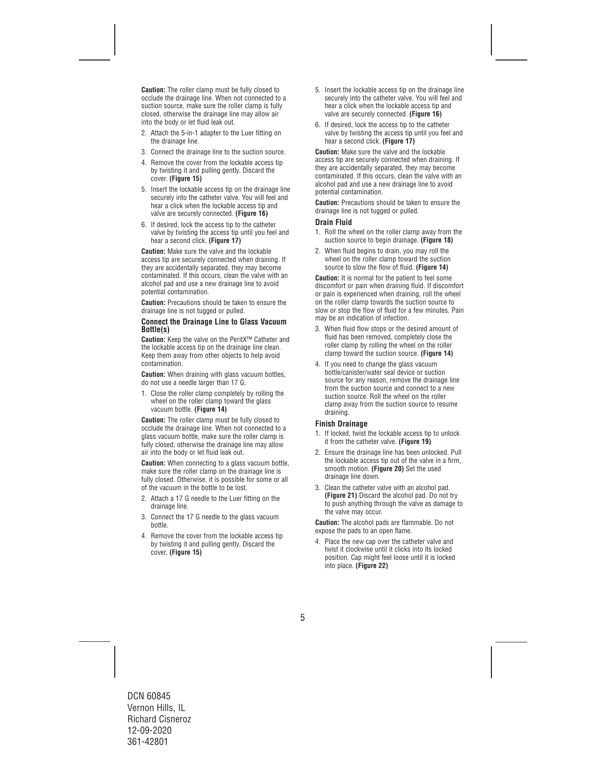**Caution:** The roller clamp must be fully closed to occlude the drainage line. When not connected to a suction source, make sure the roller clamp is fully closed, otherwise the drainage line may allow air into the body or let fluid leak out.

2. Attach the 5-in-1 adapter to the Luer fitting on the drainage line.
3. Connect the drainage line to the suction source.
4. Remove the cover from the lockable access tip by twisting it and pulling gently. Discard the cover. **(Figure 15)**
5. Insert the lockable access tip on the drainage line securely into the catheter valve. You will feel and hear a click when the lockable access tip and valve are securely connected. **(Figure 16)**
6. If desired, lock the access tip to the catheter valve by twisting the access tip until you feel and hear a second click. **(Figure 17)**

**Caution:** Make sure the valve and the lockable access tip are securely connected when draining. If they are accidentally separated, they may become contaminated. If this occurs, clean the valve with an alcohol pad and use a new drainage line to avoid potential contamination.

**Caution:** Precautions should be taken to ensure the drainage line is not tugged or pulled.

### Connect the Drainage Line to Glass Vacuum Bottle(s)

**Caution:** Keep the valve on the PeritX™ Catheter and the lockable access tip on the drainage line clean. Keep them away from other objects to help avoid contamination.

**Caution:** When draining with glass vacuum bottles, do not use a needle larger than 17 G.

1. Close the roller clamp completely by rolling the wheel on the roller clamp toward the glass vacuum bottle. **(Figure 14)**

**Caution:** The roller clamp must be fully closed to occlude the drainage line. When not connected to a glass vacuum bottle, make sure the roller clamp is fully closed; otherwise the drainage line may allow air into the body or let fluid leak out.

**Caution:** When connecting to a glass vacuum bottle, make sure the roller clamp on the drainage line is fully closed. Otherwise, it is possible for some or all of the vacuum in the bottle to be lost.

2. Attach a 17 G needle to the Luer fitting on the drainage line.
3. Connect the 17 G needle to the glass vacuum bottle.
4. Remove the cover from the lockable access tip by twisting it and pulling gently. Discard the cover. **(Figure 15)**
5. Insert the lockable access tip on the drainage line securely into the catheter valve. You will feel and hear a click when the lockable access tip and valve are securely connected. **(Figure 16)**
6. If desired, lock the access tip to the catheter valve by twisting the access tip until you feel and hear a second click. **(Figure 17)**

**Caution:** Make sure the valve and the lockable access tip are securely connected when draining. If they are accidentally separated, they may become contaminated. If this occurs, clean the valve with an alcohol pad and use a new drainage line to avoid potential contamination.

**Caution:** Precautions should be taken to ensure the drainage line is not tugged or pulled.

### Drain Fluid

1. Roll the wheel on the roller clamp away from the suction source to begin drainage. **(Figure 18)**
2. When fluid begins to drain, you may roll the wheel on the roller clamp toward the suction source to slow the flow of fluid. **(Figure 14)**

**Caution:** It is normal for the patient to feel some discomfort or pain when draining fluid. If discomfort or pain is experienced when draining, roll the wheel on the roller clamp towards the suction source to slow or stop the flow of fluid for a few minutes. Pain may be an indication of infection.

3. When fluid flow stops or the desired amount of fluid has been removed, completely close the roller clamp by rolling the wheel on the roller clamp toward the suction source. **(Figure 14)**
4. If you need to change the glass vacuum bottle/canister/water seal device or suction source for any reason, remove the drainage line from the suction source and connect to a new suction source. Roll the wheel on the roller clamp away from the suction source to resume draining.

### Finish Drainage

1. If locked, twist the lockable access tip to unlock it from the catheter valve. **(Figure 19)**
2. Ensure the drainage line has been unlocked. Pull the lockable access tip out of the valve in a firm, smooth motion. **(Figure 20)** Set the used drainage line down.
3. Clean the catheter valve with an alcohol pad. **(Figure 21)** Discard the alcohol pad. Do not try to push anything through the valve as damage to the valve may occur.

**Caution:** The alcohol pads are flammable. Do not expose the pads to an open flame.

4. Place the new cap over the catheter valve and twist it clockwise until it clicks into its locked position. Cap might feel loose until it is locked into place. **(Figure 22)**

DCN 60845
Vernon Hills, IL
Richard Cisneroz
12-09-2020
361-42801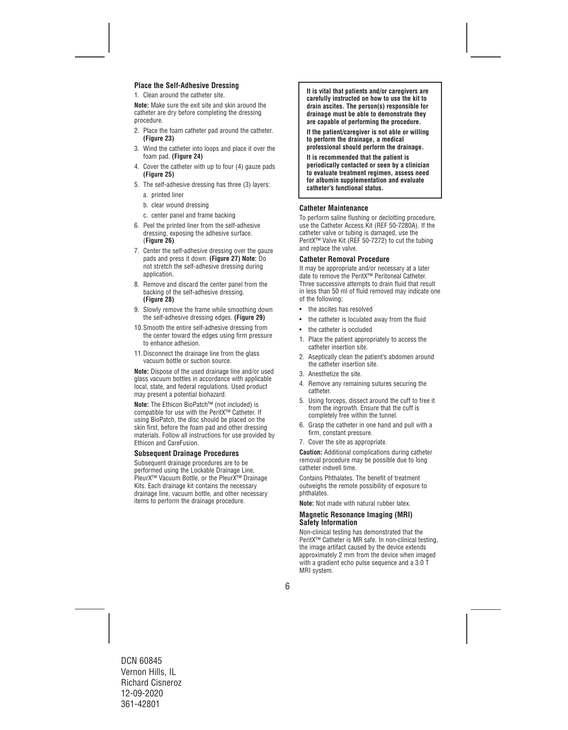### Place the Self-Adhesive Dressing

1. Clean around the catheter site.

**Note:** Make sure the exit site and skin around the catheter are dry before completing the dressing procedure.

2. Place the foam catheter pad around the catheter. **(Figure 23)**
3. Wind the catheter into loops and place it over the foam pad. **(Figure 24)**
4. Cover the catheter with up to four (4) gauze pads **(Figure 25)**
5. The self-adhesive dressing has three (3) layers:
   a. printed liner
   b. clear wound dressing
   c. center panel and frame backing
6. Peel the printed liner from the self-adhesive dressing, exposing the adhesive surface. (**Figure 26)**
7. Center the self-adhesive dressing over the gauze pads and press it down. **(Figure 27) Note:** Do not stretch the self-adhesive dressing during application.
8. Remove and discard the center panel from the backing of the self-adhesive dressing. **(Figure 28)**
9. Slowly remove the frame while smoothing down the self-adhesive dressing edges. **(Figure 29)**
10. Smooth the entire self-adhesive dressing from the center toward the edges using firm pressure to enhance adhesion.
11. Disconnect the drainage line from the glass vacuum bottle or suction source.

**Note:** Dispose of the used drainage line and/or used glass vacuum bottles in accordance with applicable local, state, and federal regulations. Used product may present a potential biohazard.

**Note:** The Ethicon BioPatch™ (not included) is compatible for use with the PeritX™ Catheter. If using BioPatch, the disc should be placed on the skin first, before the foam pad and other dressing materials. Follow all instructions for use provided by Ethicon and CareFusion.

### Subsequent Drainage Procedures

Subsequent drainage procedures are to be performed using the Lockable Drainage Line, PleurX™ Vacuum Bottle, or the PleurX™ Drainage Kits. Each drainage kit contains the necessary drainage line, vacuum bottle, and other necessary items to perform the drainage procedure.

**It is vital that patients and/or caregivers are carefully instructed on how to use the kit to drain ascites. The person(s) responsible for drainage must be able to demonstrate they are capable of performing the procedure.**

**If the patient/caregiver is not able or willing to perform the drainage, a medical professional should perform the drainage.**

**It is recommended that the patient is periodically contacted or seen by a clinician to evaluate treatment regimen, assess need for albumin supplementation and evaluate catheter's functional status.**

### Catheter Maintenance

To perform saline flushing or declotting procedure, use the Catheter Access Kit (REF 50-7280A). If the catheter valve or tubing is damaged, use the PeritX™ Valve Kit (REF 50-7272) to cut the tubing and replace the valve.

### Catheter Removal Procedure

It may be appropriate and/or necessary at a later date to remove the PeritX™ Peritoneal Catheter. Three successive attempts to drain fluid that result in less than 50 ml of fluid removed may indicate one of the following:

- the ascites has resolved
- the catheter is loculated away from the fluid
- the catheter is occluded

1. Place the patient appropriately to access the catheter insertion site.
2. Aseptically clean the patient's abdomen around the catheter insertion site.
3. Anesthetize the site.
4. Remove any remaining sutures securing the catheter.
5. Using forceps, dissect around the cuff to free it from the ingrowth. Ensure that the cuff is completely free within the tunnel.
6. Grasp the catheter in one hand and pull with a firm, constant pressure.
7. Cover the site as appropriate.

**Caution:** Additional complications during catheter removal procedure may be possible due to long catheter indwell time.

Contains Phthalates. The benefit of treatment outweighs the remote possibility of exposure to phthalates.

**Note:** Not made with natural rubber latex.

### Magnetic Resonance Imaging (MRI) Safety Information

Non-clinical testing has demonstrated that the PeritX™ Catheter is MR safe. In non-clinical testing, the image artifact caused by the device extends approximately 2 mm from the device when imaged with a gradient echo pulse sequence and a 3.0 T MRI system.

DCN 60845
Vernon Hills, IL
Richard Cisneroz
12-09-2020
361-42801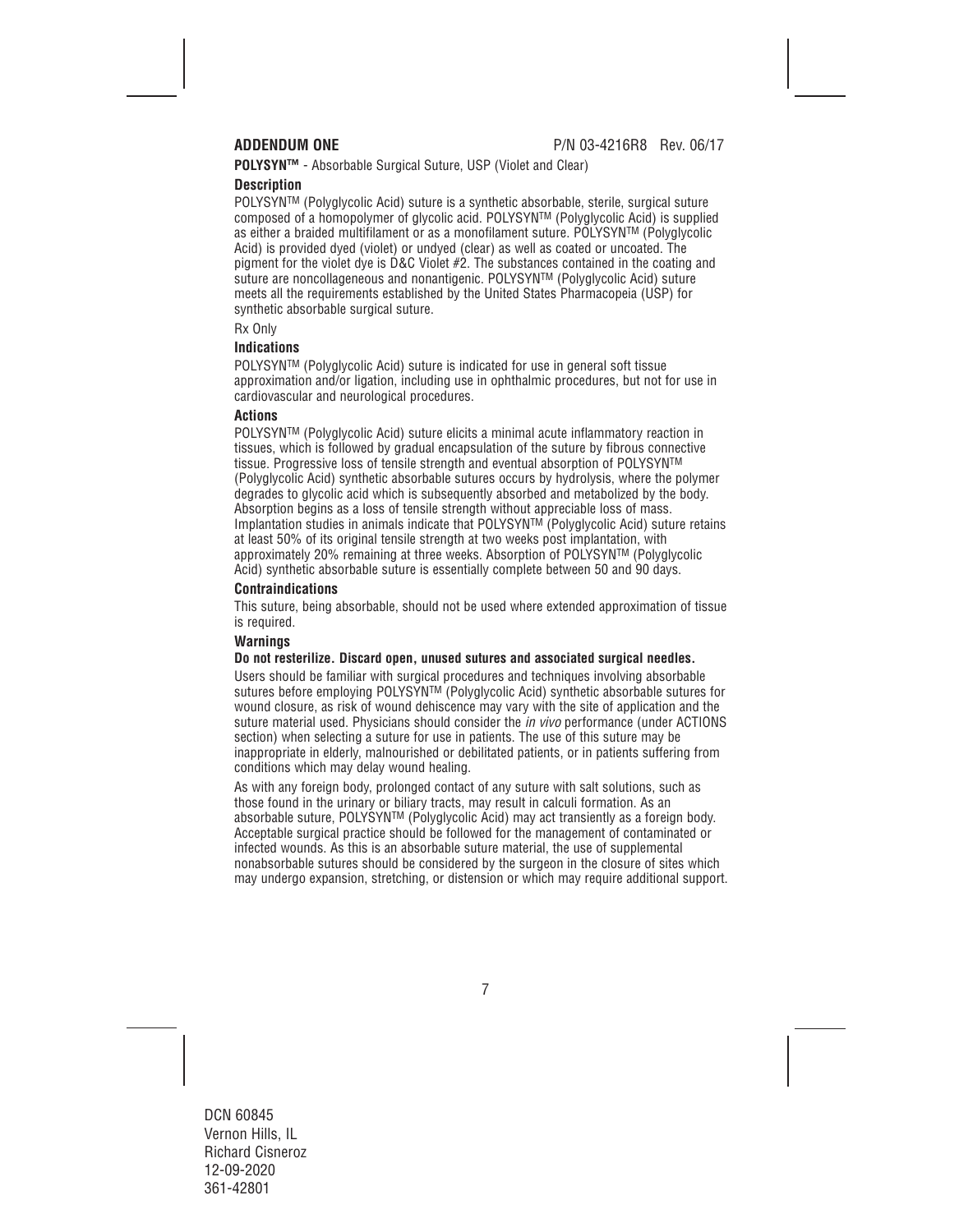**ADDENDUM ONE** P/N 03-4216R8 Rev. 06/17

**POLYSYN™** - Absorbable Surgical Suture, USP (Violet and Clear)

### Description

POLYSYN™ (Polyglycolic Acid) suture is a synthetic absorbable, sterile, surgical suture composed of a homopolymer of glycolic acid. POLYSYN™ (Polyglycolic Acid) is supplied as either a braided multifilament or as a monofilament suture. POLYSYN™ (Polyglycolic Acid) is provided dyed (violet) or undyed (clear) as well as coated or uncoated. The pigment for the violet dye is D&C Violet #2. The substances contained in the coating and suture are noncollageneous and nonantigenic. POLYSYN™ (Polyglycolic Acid) suture meets all the requirements established by the United States Pharmacopeia (USP) for synthetic absorbable surgical suture.

Rx Only

### Indications

POLYSYN™ (Polyglycolic Acid) suture is indicated for use in general soft tissue approximation and/or ligation, including use in ophthalmic procedures, but not for use in cardiovascular and neurological procedures.

### Actions

POLYSYN™ (Polyglycolic Acid) suture elicits a minimal acute inflammatory reaction in tissues, which is followed by gradual encapsulation of the suture by fibrous connective tissue. Progressive loss of tensile strength and eventual absorption of POLYSYN™ (Polyglycolic Acid) synthetic absorbable sutures occurs by hydrolysis, where the polymer degrades to glycolic acid which is subsequently absorbed and metabolized by the body. Absorption begins as a loss of tensile strength without appreciable loss of mass. Implantation studies in animals indicate that POLYSYN™ (Polyglycolic Acid) suture retains at least 50% of its original tensile strength at two weeks post implantation, with approximately 20% remaining at three weeks. Absorption of POLYSYN™ (Polyglycolic Acid) synthetic absorbable suture is essentially complete between 50 and 90 days.

### Contraindications

This suture, being absorbable, should not be used where extended approximation of tissue is required.

### Warnings

**Do not resterilize. Discard open, unused sutures and associated surgical needles.**

Users should be familiar with surgical procedures and techniques involving absorbable sutures before employing POLYSYN™ (Polyglycolic Acid) synthetic absorbable sutures for wound closure, as risk of wound dehiscence may vary with the site of application and the suture material used. Physicians should consider the *in vivo* performance (under ACTIONS section) when selecting a suture for use in patients. The use of this suture may be inappropriate in elderly, malnourished or debilitated patients, or in patients suffering from conditions which may delay wound healing.

As with any foreign body, prolonged contact of any suture with salt solutions, such as those found in the urinary or biliary tracts, may result in calculi formation. As an absorbable suture, POLYSYN™ (Polyglycolic Acid) may act transiently as a foreign body. Acceptable surgical practice should be followed for the management of contaminated or infected wounds. As this is an absorbable suture material, the use of supplemental nonabsorbable sutures should be considered by the surgeon in the closure of sites which may undergo expansion, stretching, or distension or which may require additional support.

DCN 60845
Vernon Hills, IL
Richard Cisneroz
12-09-2020
361-42801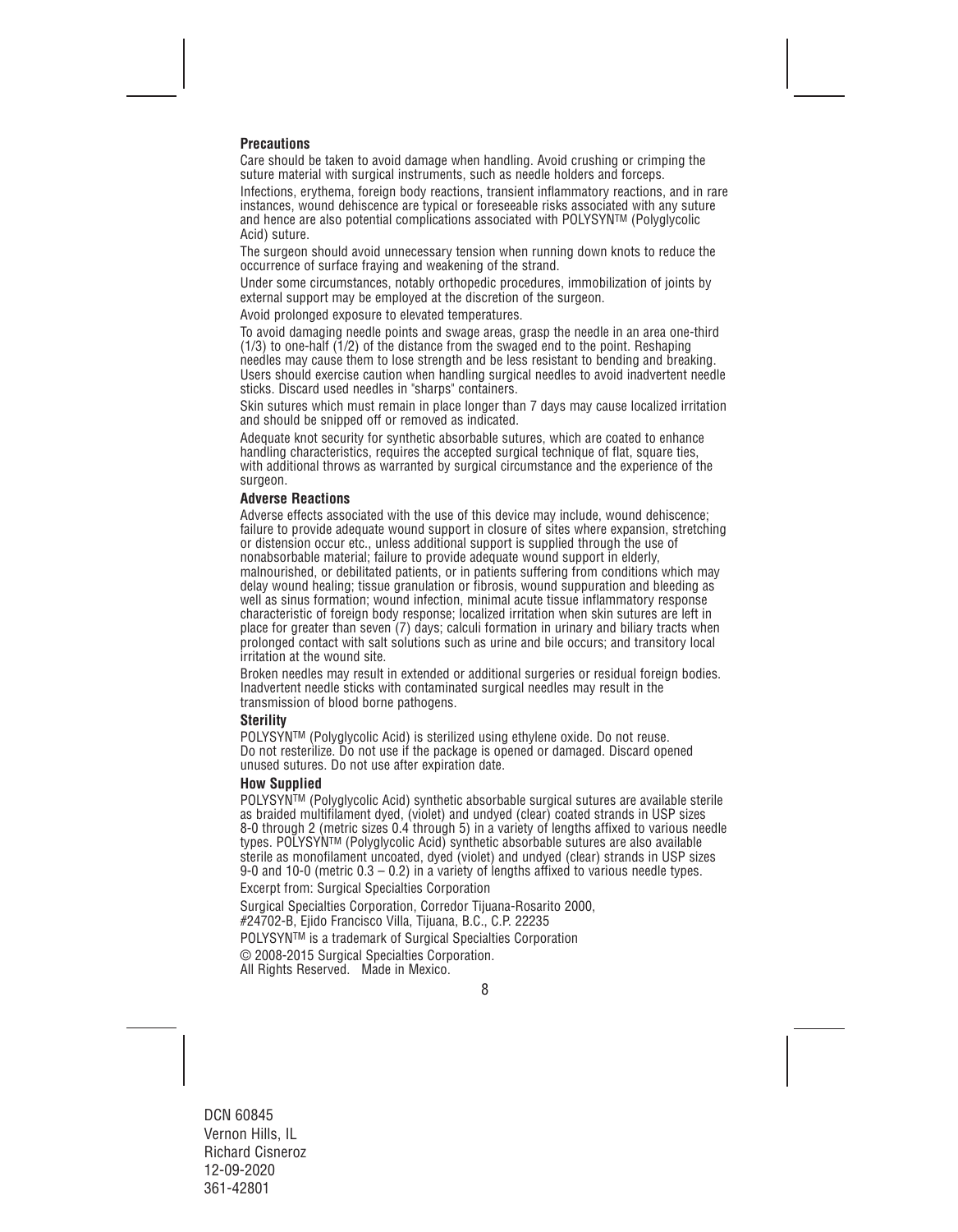### Precautions

Care should be taken to avoid damage when handling. Avoid crushing or crimping the suture material with surgical instruments, such as needle holders and forceps.

Infections, erythema, foreign body reactions, transient inflammatory reactions, and in rare instances, wound dehiscence are typical or foreseeable risks associated with any suture and hence are also potential complications associated with POLYSYN™ (Polyglycolic Acid) suture.

The surgeon should avoid unnecessary tension when running down knots to reduce the occurrence of surface fraying and weakening of the strand.

Under some circumstances, notably orthopedic procedures, immobilization of joints by external support may be employed at the discretion of the surgeon.

Avoid prolonged exposure to elevated temperatures.

To avoid damaging needle points and swage areas, grasp the needle in an area one-third (1/3) to one-half (1/2) of the distance from the swaged end to the point. Reshaping needles may cause them to lose strength and be less resistant to bending and breaking. Users should exercise caution when handling surgical needles to avoid inadvertent needle sticks. Discard used needles in "sharps" containers.

Skin sutures which must remain in place longer than 7 days may cause localized irritation and should be snipped off or removed as indicated.

Adequate knot security for synthetic absorbable sutures, which are coated to enhance handling characteristics, requires the accepted surgical technique of flat, square ties, with additional throws as warranted by surgical circumstance and the experience of the surgeon.

### Adverse Reactions

Adverse effects associated with the use of this device may include, wound dehiscence; failure to provide adequate wound support in closure of sites where expansion, stretching or distension occur etc., unless additional support is supplied through the use of nonabsorbable material; failure to provide adequate wound support in elderly, malnourished, or debilitated patients, or in patients suffering from conditions which may delay wound healing; tissue granulation or fibrosis, wound suppuration and bleeding as well as sinus formation; wound infection, minimal acute tissue inflammatory response characteristic of foreign body response; localized irritation when skin sutures are left in place for greater than seven (7) days; calculi formation in urinary and biliary tracts when prolonged contact with salt solutions such as urine and bile occurs; and transitory local irritation at the wound site.

Broken needles may result in extended or additional surgeries or residual foreign bodies. Inadvertent needle sticks with contaminated surgical needles may result in the transmission of blood borne pathogens.

### Sterility

POLYSYN™ (Polyglycolic Acid) is sterilized using ethylene oxide. Do not reuse. Do not resterilize. Do not use if the package is opened or damaged. Discard opened unused sutures. Do not use after expiration date.

### How Supplied

POLYSYN™ (Polyglycolic Acid) synthetic absorbable surgical sutures are available sterile as braided multifilament dyed, (violet) and undyed (clear) coated strands in USP sizes 8-0 through 2 (metric sizes 0.4 through 5) in a variety of lengths affixed to various needle types. POLYSYN™ (Polyglycolic Acid) synthetic absorbable sutures are also available sterile as monofilament uncoated, dyed (violet) and undyed (clear) strands in USP sizes 9-0 and 10-0 (metric 0.3 – 0.2) in a variety of lengths affixed to various needle types.

Excerpt from: Surgical Specialties Corporation

Surgical Specialties Corporation, Corredor Tijuana-Rosarito 2000, #24702-B, Ejido Francisco Villa, Tijuana, B.C., C.P. 22235

POLYSYN™ is a trademark of Surgical Specialties Corporation

© 2008-2015 Surgical Specialties Corporation.
All Rights Reserved. Made in Mexico.

DCN 60845
Vernon Hills, IL
Richard Cisneroz
12-09-2020
361-42801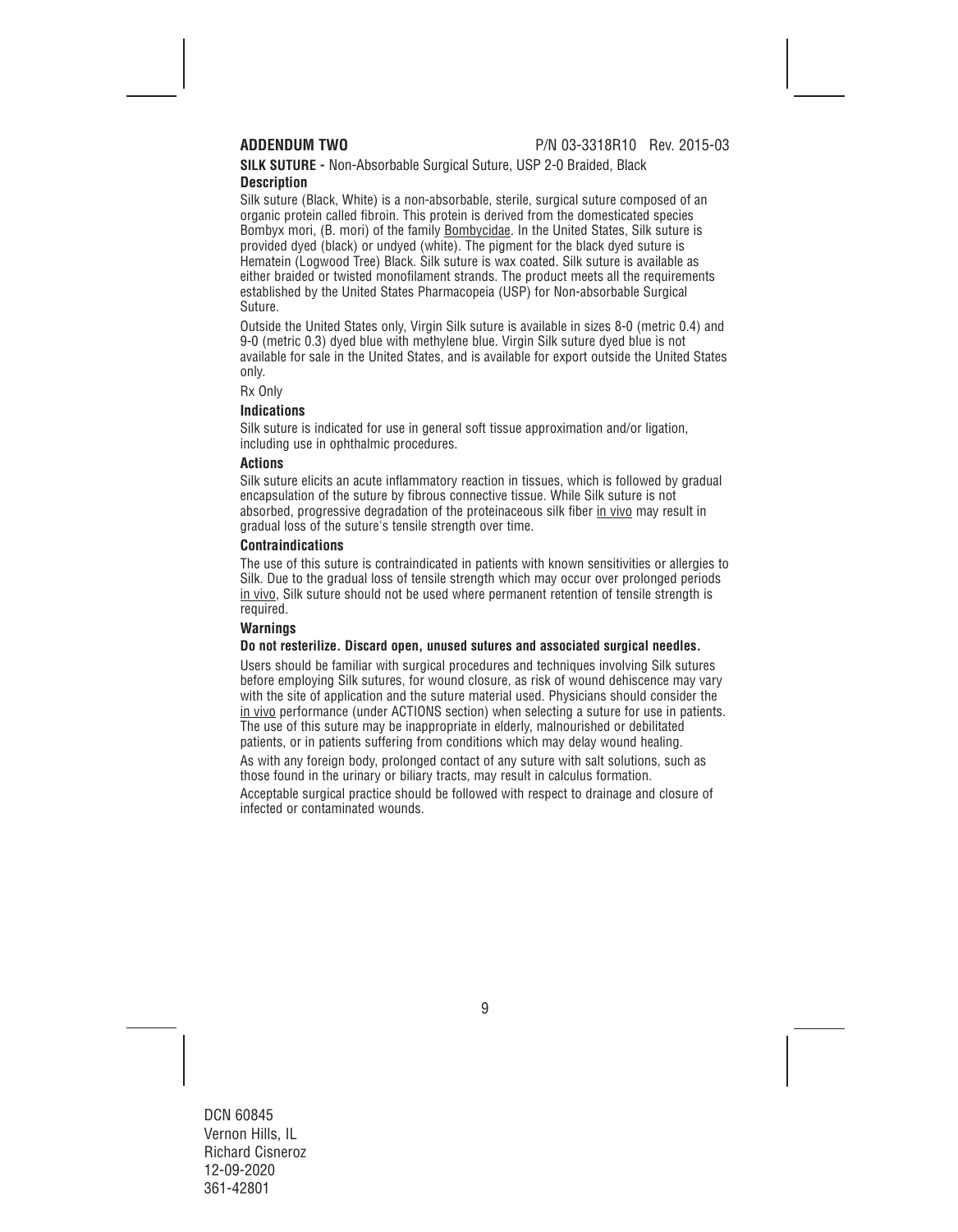**ADDENDUM TWO** P/N 03-3318R10 Rev. 2015-03

**SILK SUTURE -** Non-Absorbable Surgical Suture, USP 2-0 Braided, Black

**Description**

Silk suture (Black, White) is a non-absorbable, sterile, surgical suture composed of an organic protein called fibroin. This protein is derived from the domesticated species Bombyx mori, (B. mori) of the family Bombycidae. In the United States, Silk suture is provided dyed (black) or undyed (white). The pigment for the black dyed suture is Hematein (Logwood Tree) Black. Silk suture is wax coated. Silk suture is available as either braided or twisted monofilament strands. The product meets all the requirements established by the United States Pharmacopeia (USP) for Non-absorbable Surgical Suture.

Outside the United States only, Virgin Silk suture is available in sizes 8-0 (metric 0.4) and 9-0 (metric 0.3) dyed blue with methylene blue. Virgin Silk suture dyed blue is not available for sale in the United States, and is available for export outside the United States only.

Rx Only

**Indications**

Silk suture is indicated for use in general soft tissue approximation and/or ligation, including use in ophthalmic procedures.

**Actions**

Silk suture elicits an acute inflammatory reaction in tissues, which is followed by gradual encapsulation of the suture by fibrous connective tissue. While Silk suture is not absorbed, progressive degradation of the proteinaceous silk fiber in vivo may result in gradual loss of the suture's tensile strength over time.

**Contraindications**

The use of this suture is contraindicated in patients with known sensitivities or allergies to Silk. Due to the gradual loss of tensile strength which may occur over prolonged periods in vivo, Silk suture should not be used where permanent retention of tensile strength is required.

**Warnings**

**Do not resterilize. Discard open, unused sutures and associated surgical needles.**

Users should be familiar with surgical procedures and techniques involving Silk sutures before employing Silk sutures, for wound closure, as risk of wound dehiscence may vary with the site of application and the suture material used. Physicians should consider the in vivo performance (under ACTIONS section) when selecting a suture for use in patients. The use of this suture may be inappropriate in elderly, malnourished or debilitated patients, or in patients suffering from conditions which may delay wound healing.

As with any foreign body, prolonged contact of any suture with salt solutions, such as those found in the urinary or biliary tracts, may result in calculus formation.

Acceptable surgical practice should be followed with respect to drainage and closure of infected or contaminated wounds.

DCN 60845
Vernon Hills, IL
Richard Cisneroz
12-09-2020
361-42801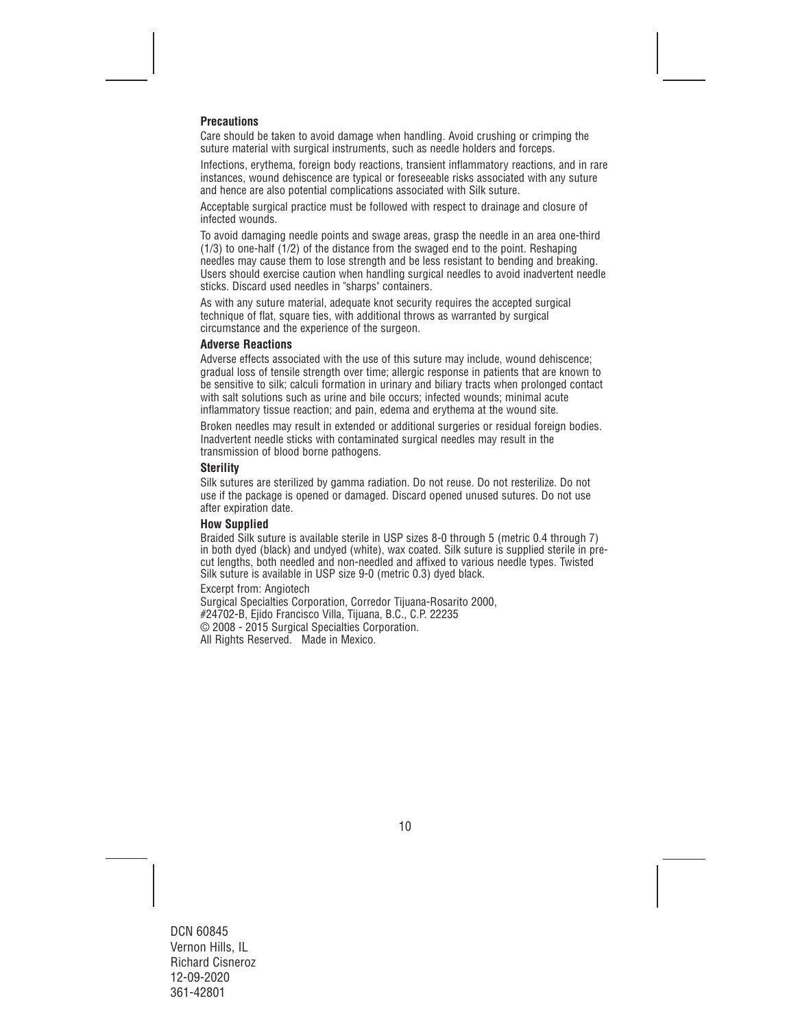### Precautions

Care should be taken to avoid damage when handling. Avoid crushing or crimping the suture material with surgical instruments, such as needle holders and forceps.

Infections, erythema, foreign body reactions, transient inflammatory reactions, and in rare instances, wound dehiscence are typical or foreseeable risks associated with any suture and hence are also potential complications associated with Silk suture.

Acceptable surgical practice must be followed with respect to drainage and closure of infected wounds.

To avoid damaging needle points and swage areas, grasp the needle in an area one-third (1/3) to one-half (1/2) of the distance from the swaged end to the point. Reshaping needles may cause them to lose strength and be less resistant to bending and breaking. Users should exercise caution when handling surgical needles to avoid inadvertent needle sticks. Discard used needles in "sharps" containers.

As with any suture material, adequate knot security requires the accepted surgical technique of flat, square ties, with additional throws as warranted by surgical circumstance and the experience of the surgeon.

### Adverse Reactions

Adverse effects associated with the use of this suture may include, wound dehiscence; gradual loss of tensile strength over time; allergic response in patients that are known to be sensitive to silk; calculi formation in urinary and biliary tracts when prolonged contact with salt solutions such as urine and bile occurs; infected wounds; minimal acute inflammatory tissue reaction; and pain, edema and erythema at the wound site.

Broken needles may result in extended or additional surgeries or residual foreign bodies. Inadvertent needle sticks with contaminated surgical needles may result in the transmission of blood borne pathogens.

### Sterility

Silk sutures are sterilized by gamma radiation. Do not reuse. Do not resterilize. Do not use if the package is opened or damaged. Discard opened unused sutures. Do not use after expiration date.

### How Supplied

Braided Silk suture is available sterile in USP sizes 8-0 through 5 (metric 0.4 through 7) in both dyed (black) and undyed (white), wax coated. Silk suture is supplied sterile in precut lengths, both needled and non-needled and affixed to various needle types. Twisted Silk suture is available in USP size 9-0 (metric 0.3) dyed black.

Excerpt from: Angiotech
Surgical Specialties Corporation, Corredor Tijuana-Rosarito 2000,
#24702-B, Ejido Francisco Villa, Tijuana, B.C., C.P. 22235
© 2008 - 2015 Surgical Specialties Corporation.
All Rights Reserved. Made in Mexico.

DCN 60845
Vernon Hills, IL
Richard Cisneroz
12-09-2020
361-42801